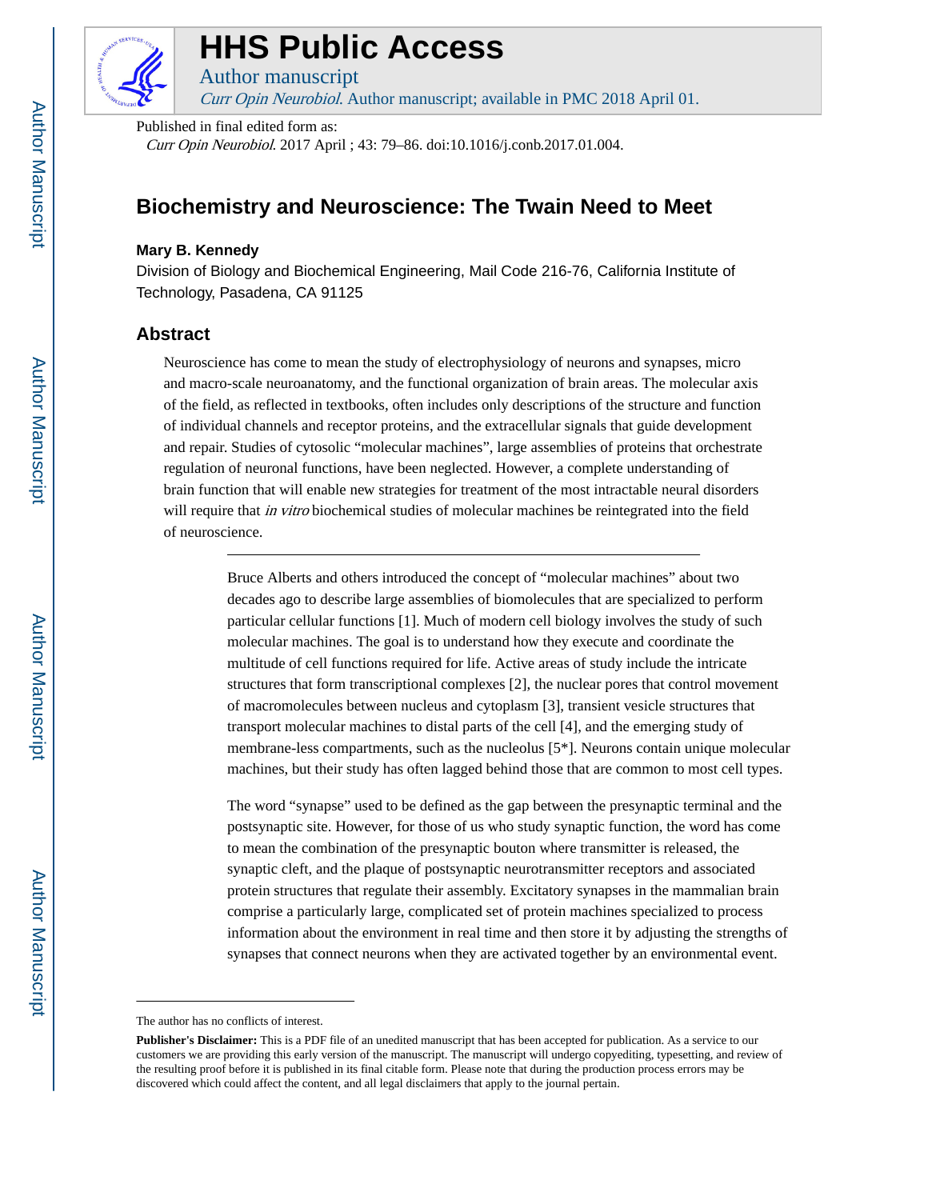# HHS Public Access

Author manuscript

*Curr Opin Neurobiol*. Author manuscript; available in PMC 2018 April 01.

Published in final edited form as:

*Curr Opin Neurobiol*. 2017 April ; 43: 79–86. doi:10.1016/j.conb.2017.01.004.

## Biochemistry and Neuroscience: The Twain Need to Meet

**Mary B. Kennedy**

Division of Biology and Biochemical Engineering, Mail Code 216-76, California Institute of Technology, Pasadena, CA 91125

### Abstract

Neuroscience has come to mean the study of electrophysiology of neurons and synapses, micro and macro-scale neuroanatomy, and the functional organization of brain areas. The molecular axis of the field, as reflected in textbooks, often includes only descriptions of the structure and function of individual channels and receptor proteins, and the extracellular signals that guide development and repair. Studies of cytosolic "molecular machines", large assemblies of proteins that orchestrate regulation of neuronal functions, have been neglected. However, a complete understanding of brain function that will enable new strategies for treatment of the most intractable neural disorders will require that *in vitro* biochemical studies of molecular machines be reintegrated into the field of neuroscience.

---

Bruce Alberts and others introduced the concept of "molecular machines" about two decades ago to describe large assemblies of biomolecules that are specialized to perform particular cellular functions [1]. Much of modern cell biology involves the study of such molecular machines. The goal is to understand how they execute and coordinate the multitude of cell functions required for life. Active areas of study include the intricate structures that form transcriptional complexes [2], the nuclear pores that control movement of macromolecules between nucleus and cytoplasm [3], transient vesicle structures that transport molecular machines to distal parts of the cell [4], and the emerging study of membrane-less compartments, such as the nucleolus [5*]. Neurons contain unique molecular machines, but their study has often lagged behind those that are common to most cell types.

The word "synapse" used to be defined as the gap between the presynaptic terminal and the postsynaptic site. However, for those of us who study synaptic function, the word has come to mean the combination of the presynaptic bouton where transmitter is released, the synaptic cleft, and the plaque of postsynaptic neurotransmitter receptors and associated protein structures that regulate their assembly. Excitatory synapses in the mammalian brain comprise a particularly large, complicated set of protein machines specialized to process information about the environment in real time and then store it by adjusting the strengths of synapses that connect neurons when they are activated together by an environmental event.

---

The author has no conflicts of interest.

**Publisher's Disclaimer:** This is a PDF file of an unedited manuscript that has been accepted for publication. As a service to our customers we are providing this early version of the manuscript. The manuscript will undergo copyediting, typesetting, and review of the resulting proof before it is published in its final citable form. Please note that during the production process errors may be discovered which could affect the content, and all legal disclaimers that apply to the journal pertain.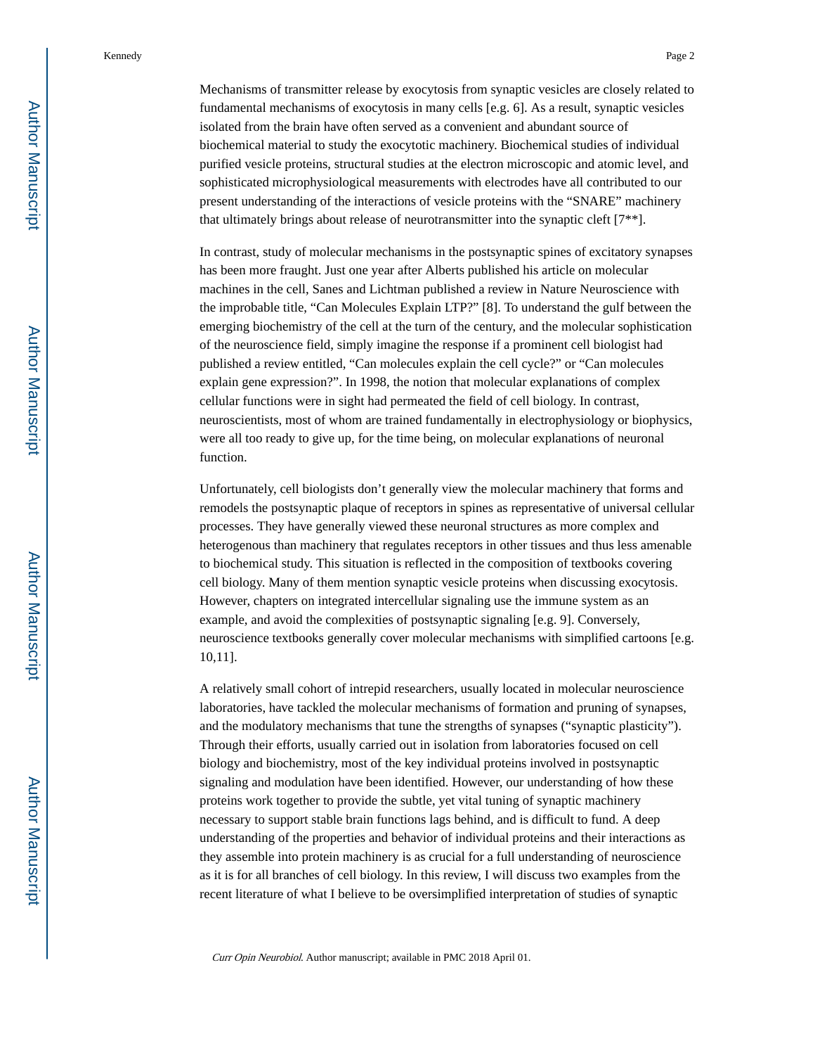Mechanisms of transmitter release by exocytosis from synaptic vesicles are closely related to fundamental mechanisms of exocytosis in many cells [e.g. 6]. As a result, synaptic vesicles isolated from the brain have often served as a convenient and abundant source of biochemical material to study the exocytotic machinery. Biochemical studies of individual purified vesicle proteins, structural studies at the electron microscopic and atomic level, and sophisticated microphysiological measurements with electrodes have all contributed to our present understanding of the interactions of vesicle proteins with the "SNARE" machinery that ultimately brings about release of neurotransmitter into the synaptic cleft [7**].

In contrast, study of molecular mechanisms in the postsynaptic spines of excitatory synapses has been more fraught. Just one year after Alberts published his article on molecular machines in the cell, Sanes and Lichtman published a review in Nature Neuroscience with the improbable title, "Can Molecules Explain LTP?" [8]. To understand the gulf between the emerging biochemistry of the cell at the turn of the century, and the molecular sophistication of the neuroscience field, simply imagine the response if a prominent cell biologist had published a review entitled, "Can molecules explain the cell cycle?" or "Can molecules explain gene expression?". In 1998, the notion that molecular explanations of complex cellular functions were in sight had permeated the field of cell biology. In contrast, neuroscientists, most of whom are trained fundamentally in electrophysiology or biophysics, were all too ready to give up, for the time being, on molecular explanations of neuronal function.

Unfortunately, cell biologists don't generally view the molecular machinery that forms and remodels the postsynaptic plaque of receptors in spines as representative of universal cellular processes. They have generally viewed these neuronal structures as more complex and heterogenous than machinery that regulates receptors in other tissues and thus less amenable to biochemical study. This situation is reflected in the composition of textbooks covering cell biology. Many of them mention synaptic vesicle proteins when discussing exocytosis. However, chapters on integrated intercellular signaling use the immune system as an example, and avoid the complexities of postsynaptic signaling [e.g. 9]. Conversely, neuroscience textbooks generally cover molecular mechanisms with simplified cartoons [e.g. 10,11].

A relatively small cohort of intrepid researchers, usually located in molecular neuroscience laboratories, have tackled the molecular mechanisms of formation and pruning of synapses, and the modulatory mechanisms that tune the strengths of synapses ("synaptic plasticity"). Through their efforts, usually carried out in isolation from laboratories focused on cell biology and biochemistry, most of the key individual proteins involved in postsynaptic signaling and modulation have been identified. However, our understanding of how these proteins work together to provide the subtle, yet vital tuning of synaptic machinery necessary to support stable brain functions lags behind, and is difficult to fund. A deep understanding of the properties and behavior of individual proteins and their interactions as they assemble into protein machinery is as crucial for a full understanding of neuroscience as it is for all branches of cell biology. In this review, I will discuss two examples from the recent literature of what I believe to be oversimplified interpretation of studies of synaptic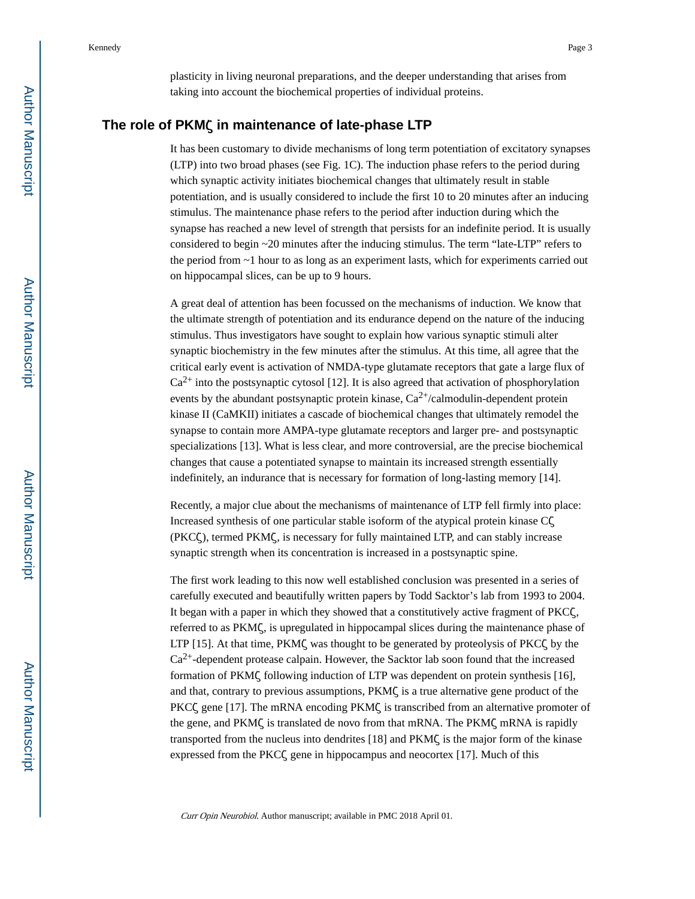plasticity in living neuronal preparations, and the deeper understanding that arises from taking into account the biochemical properties of individual proteins.

## The role of PKMζ in maintenance of late-phase LTP

It has been customary to divide mechanisms of long term potentiation of excitatory synapses (LTP) into two broad phases (see Fig. 1C). The induction phase refers to the period during which synaptic activity initiates biochemical changes that ultimately result in stable potentiation, and is usually considered to include the first 10 to 20 minutes after an inducing stimulus. The maintenance phase refers to the period after induction during which the synapse has reached a new level of strength that persists for an indefinite period. It is usually considered to begin ~20 minutes after the inducing stimulus. The term "late-LTP" refers to the period from ~1 hour to as long as an experiment lasts, which for experiments carried out on hippocampal slices, can be up to 9 hours.

A great deal of attention has been focussed on the mechanisms of induction. We know that the ultimate strength of potentiation and its endurance depend on the nature of the inducing stimulus. Thus investigators have sought to explain how various synaptic stimuli alter synaptic biochemistry in the few minutes after the stimulus. At this time, all agree that the critical early event is activation of NMDA-type glutamate receptors that gate a large flux of $Ca^{2+}$ into the postsynaptic cytosol [12]. It is also agreed that activation of phosphorylation events by the abundant postsynaptic protein kinase, $Ca^{2+}$/calmodulin-dependent protein kinase II (CaMKII) initiates a cascade of biochemical changes that ultimately remodel the synapse to contain more AMPA-type glutamate receptors and larger pre- and postsynaptic specializations [13]. What is less clear, and more controversial, are the precise biochemical changes that cause a potentiated synapse to maintain its increased strength essentially indefinitely, an indurance that is necessary for formation of long-lasting memory [14].

Recently, a major clue about the mechanisms of maintenance of LTP fell firmly into place: Increased synthesis of one particular stable isoform of the atypical protein kinase Cζ (PKCζ), termed PKMζ, is necessary for fully maintained LTP, and can stably increase synaptic strength when its concentration is increased in a postsynaptic spine.

The first work leading to this now well established conclusion was presented in a series of carefully executed and beautifully written papers by Todd Sacktor's lab from 1993 to 2004. It began with a paper in which they showed that a constitutively active fragment of PKCζ, referred to as PKMζ, is upregulated in hippocampal slices during the maintenance phase of LTP [15]. At that time, PKMζ was thought to be generated by proteolysis of PKCζ by the $Ca^{2+}$-dependent protease calpain. However, the Sacktor lab soon found that the increased formation of PKMζ following induction of LTP was dependent on protein synthesis [16], and that, contrary to previous assumptions, PKMζ is a true alternative gene product of the PKCζ gene [17]. The mRNA encoding PKMζ is transcribed from an alternative promoter of the gene, and PKMζ is translated de novo from that mRNA. The PKMζ mRNA is rapidly transported from the nucleus into dendrites [18] and PKMζ is the major form of the kinase expressed from the PKCζ gene in hippocampus and neocortex [17]. Much of this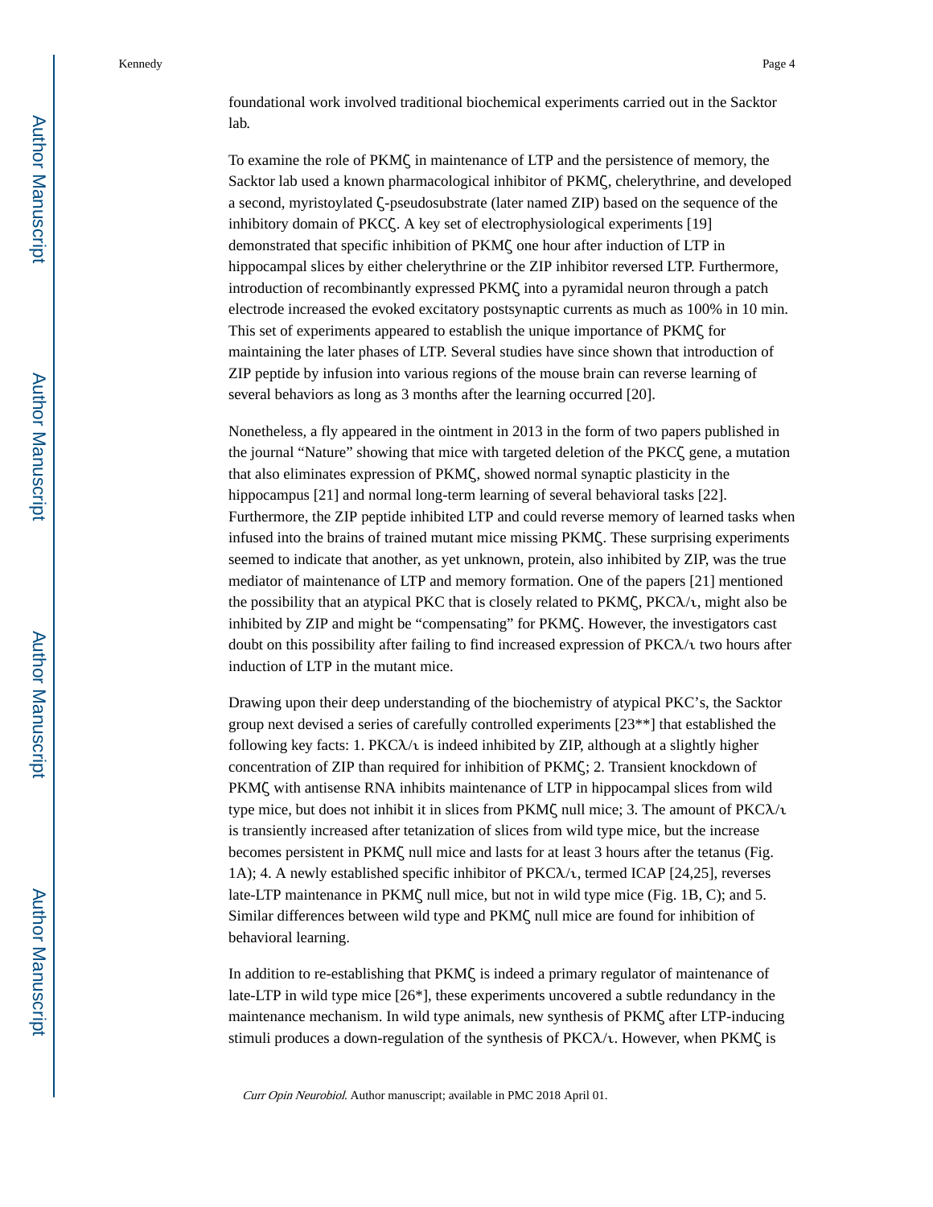foundational work involved traditional biochemical experiments carried out in the Sacktor lab.

To examine the role of PKMζ in maintenance of LTP and the persistence of memory, the Sacktor lab used a known pharmacological inhibitor of PKMζ, chelerythrine, and developed a second, myristoylated ζ-pseudosubstrate (later named ZIP) based on the sequence of the inhibitory domain of PKCζ. A key set of electrophysiological experiments [19] demonstrated that specific inhibition of PKMζ one hour after induction of LTP in hippocampal slices by either chelerythrine or the ZIP inhibitor reversed LTP. Furthermore, introduction of recombinantly expressed PKMζ into a pyramidal neuron through a patch electrode increased the evoked excitatory postsynaptic currents as much as 100% in 10 min. This set of experiments appeared to establish the unique importance of PKMζ for maintaining the later phases of LTP. Several studies have since shown that introduction of ZIP peptide by infusion into various regions of the mouse brain can reverse learning of several behaviors as long as 3 months after the learning occurred [20].

Nonetheless, a fly appeared in the ointment in 2013 in the form of two papers published in the journal "Nature" showing that mice with targeted deletion of the PKCζ gene, a mutation that also eliminates expression of PKMζ, showed normal synaptic plasticity in the hippocampus [21] and normal long-term learning of several behavioral tasks [22]. Furthermore, the ZIP peptide inhibited LTP and could reverse memory of learned tasks when infused into the brains of trained mutant mice missing PKMζ. These surprising experiments seemed to indicate that another, as yet unknown, protein, also inhibited by ZIP, was the true mediator of maintenance of LTP and memory formation. One of the papers [21] mentioned the possibility that an atypical PKC that is closely related to PKMζ, PKCλ/ι, might also be inhibited by ZIP and might be "compensating" for PKMζ. However, the investigators cast doubt on this possibility after failing to find increased expression of PKCλ/ι two hours after induction of LTP in the mutant mice.

Drawing upon their deep understanding of the biochemistry of atypical PKC's, the Sacktor group next devised a series of carefully controlled experiments [23**] that established the following key facts: 1. PKCλ/ι is indeed inhibited by ZIP, although at a slightly higher concentration of ZIP than required for inhibition of PKMζ; 2. Transient knockdown of PKMζ with antisense RNA inhibits maintenance of LTP in hippocampal slices from wild type mice, but does not inhibit it in slices from PKMζ null mice; 3. The amount of PKCλ/ι is transiently increased after tetanization of slices from wild type mice, but the increase becomes persistent in PKMζ null mice and lasts for at least 3 hours after the tetanus (Fig. 1A); 4. A newly established specific inhibitor of PKCλ/ι, termed ICAP [24,25], reverses late-LTP maintenance in PKMζ null mice, but not in wild type mice (Fig. 1B, C); and 5. Similar differences between wild type and PKMζ null mice are found for inhibition of behavioral learning.

In addition to re-establishing that PKMζ is indeed a primary regulator of maintenance of late-LTP in wild type mice [26*], these experiments uncovered a subtle redundancy in the maintenance mechanism. In wild type animals, new synthesis of PKMζ after LTP-inducing stimuli produces a down-regulation of the synthesis of PKCλ/ι. However, when PKMζ is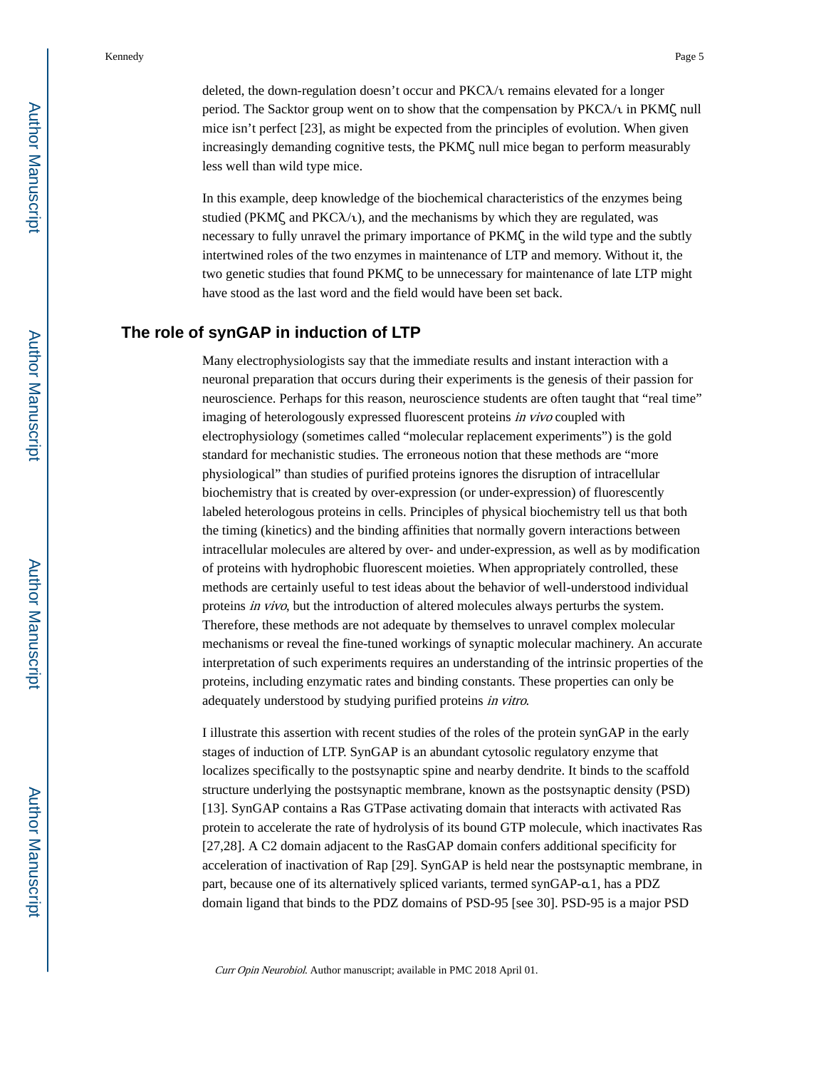deleted, the down-regulation doesn't occur and PKCλ/ι remains elevated for a longer period. The Sacktor group went on to show that the compensation by PKCλ/ι in PKMζ null mice isn't perfect [23], as might be expected from the principles of evolution. When given increasingly demanding cognitive tests, the PKMζ null mice began to perform measurably less well than wild type mice.

In this example, deep knowledge of the biochemical characteristics of the enzymes being studied (PKMζ and PKCλ/ι), and the mechanisms by which they are regulated, was necessary to fully unravel the primary importance of PKMζ in the wild type and the subtly intertwined roles of the two enzymes in maintenance of LTP and memory. Without it, the two genetic studies that found PKMζ to be unnecessary for maintenance of late LTP might have stood as the last word and the field would have been set back.

## The role of synGAP in induction of LTP

Many electrophysiologists say that the immediate results and instant interaction with a neuronal preparation that occurs during their experiments is the genesis of their passion for neuroscience. Perhaps for this reason, neuroscience students are often taught that "real time" imaging of heterologously expressed fluorescent proteins *in vivo* coupled with electrophysiology (sometimes called "molecular replacement experiments") is the gold standard for mechanistic studies. The erroneous notion that these methods are "more physiological" than studies of purified proteins ignores the disruption of intracellular biochemistry that is created by over-expression (or under-expression) of fluorescently labeled heterologous proteins in cells. Principles of physical biochemistry tell us that both the timing (kinetics) and the binding affinities that normally govern interactions between intracellular molecules are altered by over- and under-expression, as well as by modification of proteins with hydrophobic fluorescent moieties. When appropriately controlled, these methods are certainly useful to test ideas about the behavior of well-understood individual proteins *in vivo*, but the introduction of altered molecules always perturbs the system. Therefore, these methods are not adequate by themselves to unravel complex molecular mechanisms or reveal the fine-tuned workings of synaptic molecular machinery. An accurate interpretation of such experiments requires an understanding of the intrinsic properties of the proteins, including enzymatic rates and binding constants. These properties can only be adequately understood by studying purified proteins *in vitro*.

I illustrate this assertion with recent studies of the roles of the protein synGAP in the early stages of induction of LTP. SynGAP is an abundant cytosolic regulatory enzyme that localizes specifically to the postsynaptic spine and nearby dendrite. It binds to the scaffold structure underlying the postsynaptic membrane, known as the postsynaptic density (PSD) [13]. SynGAP contains a Ras GTPase activating domain that interacts with activated Ras protein to accelerate the rate of hydrolysis of its bound GTP molecule, which inactivates Ras [27,28]. A C2 domain adjacent to the RasGAP domain confers additional specificity for acceleration of inactivation of Rap [29]. SynGAP is held near the postsynaptic membrane, in part, because one of its alternatively spliced variants, termed synGAP-α1, has a PDZ domain ligand that binds to the PDZ domains of PSD-95 [see 30]. PSD-95 is a major PSD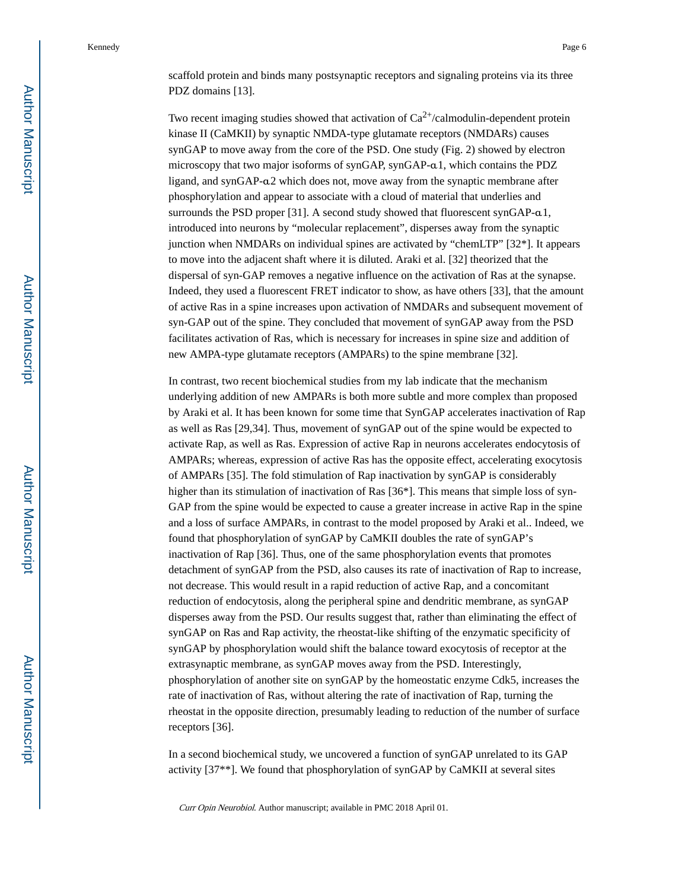scaffold protein and binds many postsynaptic receptors and signaling proteins via its three PDZ domains [13].

Two recent imaging studies showed that activation of $Ca^{2+}$/calmodulin-dependent protein kinase II (CaMKII) by synaptic NMDA-type glutamate receptors (NMDARs) causes synGAP to move away from the core of the PSD. One study (Fig. 2) showed by electron microscopy that two major isoforms of synGAP, synGAP-α1, which contains the PDZ ligand, and synGAP-α2 which does not, move away from the synaptic membrane after phosphorylation and appear to associate with a cloud of material that underlies and surrounds the PSD proper [31]. A second study showed that fluorescent synGAP-α1, introduced into neurons by "molecular replacement", disperses away from the synaptic junction when NMDARs on individual spines are activated by "chemLTP" [32*]. It appears to move into the adjacent shaft where it is diluted. Araki et al. [32] theorized that the dispersal of syn-GAP removes a negative influence on the activation of Ras at the synapse. Indeed, they used a fluorescent FRET indicator to show, as have others [33], that the amount of active Ras in a spine increases upon activation of NMDARs and subsequent movement of syn-GAP out of the spine. They concluded that movement of synGAP away from the PSD facilitates activation of Ras, which is necessary for increases in spine size and addition of new AMPA-type glutamate receptors (AMPARs) to the spine membrane [32].

In contrast, two recent biochemical studies from my lab indicate that the mechanism underlying addition of new AMPARs is both more subtle and more complex than proposed by Araki et al. It has been known for some time that SynGAP accelerates inactivation of Rap as well as Ras [29,34]. Thus, movement of synGAP out of the spine would be expected to activate Rap, as well as Ras. Expression of active Rap in neurons accelerates endocytosis of AMPARs; whereas, expression of active Ras has the opposite effect, accelerating exocytosis of AMPARs [35]. The fold stimulation of Rap inactivation by synGAP is considerably higher than its stimulation of inactivation of Ras [36*]. This means that simple loss of syn-GAP from the spine would be expected to cause a greater increase in active Rap in the spine and a loss of surface AMPARs, in contrast to the model proposed by Araki et al.. Indeed, we found that phosphorylation of synGAP by CaMKII doubles the rate of synGAP's inactivation of Rap [36]. Thus, one of the same phosphorylation events that promotes detachment of synGAP from the PSD, also causes its rate of inactivation of Rap to increase, not decrease. This would result in a rapid reduction of active Rap, and a concomitant reduction of endocytosis, along the peripheral spine and dendritic membrane, as synGAP disperses away from the PSD. Our results suggest that, rather than eliminating the effect of synGAP on Ras and Rap activity, the rheostat-like shifting of the enzymatic specificity of synGAP by phosphorylation would shift the balance toward exocytosis of receptor at the extrasynaptic membrane, as synGAP moves away from the PSD. Interestingly, phosphorylation of another site on synGAP by the homeostatic enzyme Cdk5, increases the rate of inactivation of Ras, without altering the rate of inactivation of Rap, turning the rheostat in the opposite direction, presumably leading to reduction of the number of surface receptors [36].

In a second biochemical study, we uncovered a function of synGAP unrelated to its GAP activity [37**]. We found that phosphorylation of synGAP by CaMKII at several sites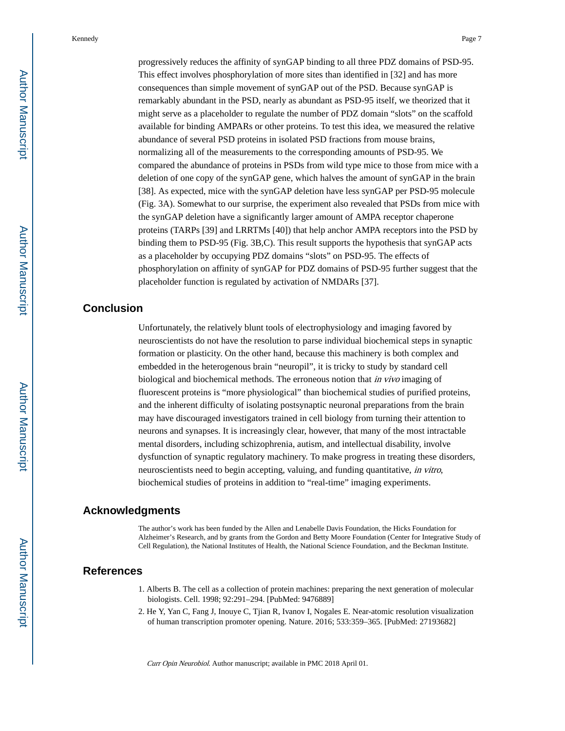progressively reduces the affinity of synGAP binding to all three PDZ domains of PSD-95. This effect involves phosphorylation of more sites than identified in [32] and has more consequences than simple movement of synGAP out of the PSD. Because synGAP is remarkably abundant in the PSD, nearly as abundant as PSD-95 itself, we theorized that it might serve as a placeholder to regulate the number of PDZ domain "slots" on the scaffold available for binding AMPARs or other proteins. To test this idea, we measured the relative abundance of several PSD proteins in isolated PSD fractions from mouse brains, normalizing all of the measurements to the corresponding amounts of PSD-95. We compared the abundance of proteins in PSDs from wild type mice to those from mice with a deletion of one copy of the synGAP gene, which halves the amount of synGAP in the brain [38]. As expected, mice with the synGAP deletion have less synGAP per PSD-95 molecule (Fig. 3A). Somewhat to our surprise, the experiment also revealed that PSDs from mice with the synGAP deletion have a significantly larger amount of AMPA receptor chaperone proteins (TARPs [39] and LRRTMs [40]) that help anchor AMPA receptors into the PSD by binding them to PSD-95 (Fig. 3B,C). This result supports the hypothesis that synGAP acts as a placeholder by occupying PDZ domains "slots" on PSD-95. The effects of phosphorylation on affinity of synGAP for PDZ domains of PSD-95 further suggest that the placeholder function is regulated by activation of NMDARs [37].

## Conclusion

Unfortunately, the relatively blunt tools of electrophysiology and imaging favored by neuroscientists do not have the resolution to parse individual biochemical steps in synaptic formation or plasticity. On the other hand, because this machinery is both complex and embedded in the heterogenous brain "neuropil", it is tricky to study by standard cell biological and biochemical methods. The erroneous notion that *in vivo* imaging of fluorescent proteins is "more physiological" than biochemical studies of purified proteins, and the inherent difficulty of isolating postsynaptic neuronal preparations from the brain may have discouraged investigators trained in cell biology from turning their attention to neurons and synapses. It is increasingly clear, however, that many of the most intractable mental disorders, including schizophrenia, autism, and intellectual disability, involve dysfunction of synaptic regulatory machinery. To make progress in treating these disorders, neuroscientists need to begin accepting, valuing, and funding quantitative, *in vitro*, biochemical studies of proteins in addition to "real-time" imaging experiments.

## Acknowledgments

The author's work has been funded by the Allen and Lenabelle Davis Foundation, the Hicks Foundation for Alzheimer's Research, and by grants from the Gordon and Betty Moore Foundation (Center for Integrative Study of Cell Regulation), the National Institutes of Health, the National Science Foundation, and the Beckman Institute.

## References

1. Alberts B. The cell as a collection of protein machines: preparing the next generation of molecular biologists. Cell. 1998; 92:291–294. [PubMed: 9476889]
2. He Y, Yan C, Fang J, Inouye C, Tjian R, Ivanov I, Nogales E. Near-atomic resolution visualization of human transcription promoter opening. Nature. 2016; 533:359–365. [PubMed: 27193682]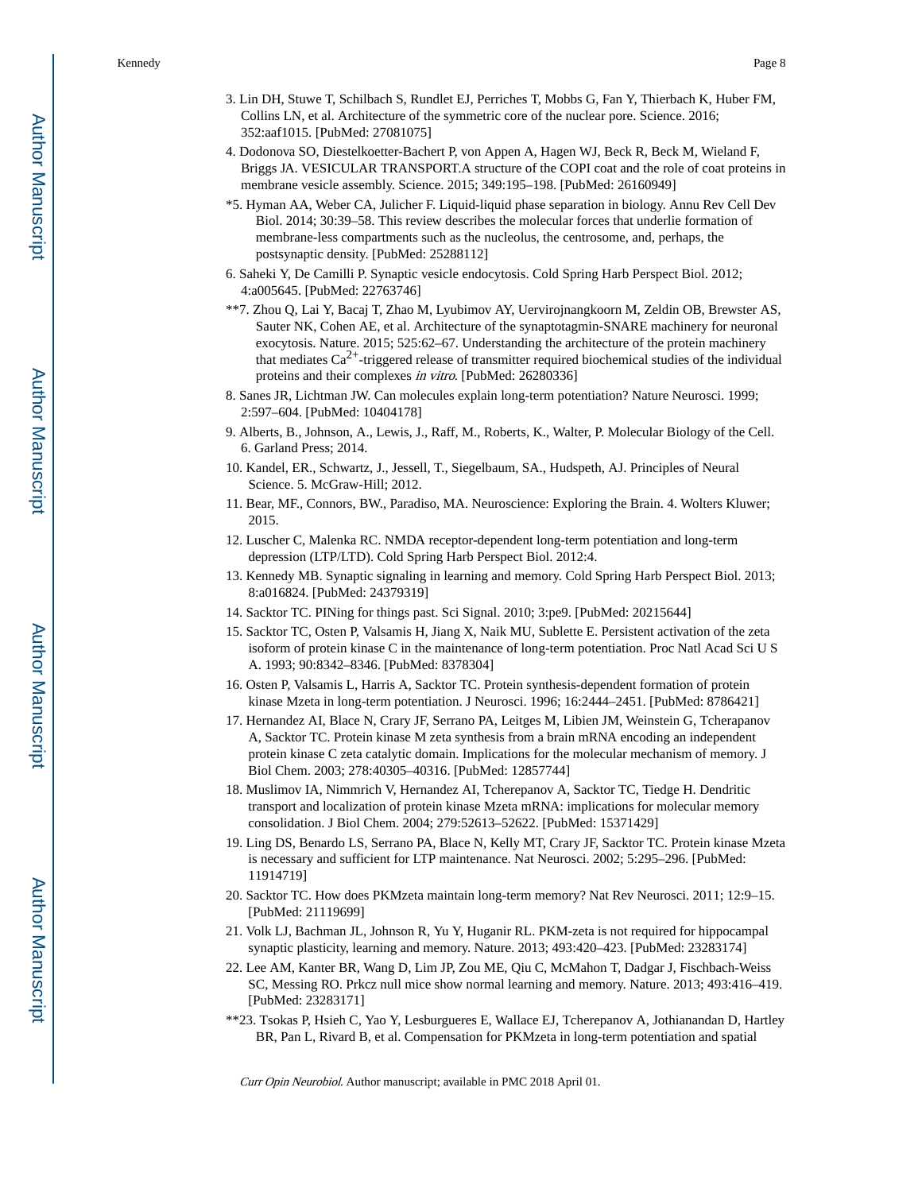3. Lin DH, Stuwe T, Schilbach S, Rundlet EJ, Perriches T, Mobbs G, Fan Y, Thierbach K, Huber FM, Collins LN, et al. Architecture of the symmetric core of the nuclear pore. Science. 2016; 352:aaf1015. [PubMed: 27081075]

4. Dodonova SO, Diestelkoetter-Bachert P, von Appen A, Hagen WJ, Beck R, Beck M, Wieland F, Briggs JA. VESICULAR TRANSPORT.A structure of the COPI coat and the role of coat proteins in membrane vesicle assembly. Science. 2015; 349:195–198. [PubMed: 26160949]

*5. Hyman AA, Weber CA, Julicher F. Liquid-liquid phase separation in biology. Annu Rev Cell Dev Biol. 2014; 30:39–58. This review describes the molecular forces that underlie formation of membrane-less compartments such as the nucleolus, the centrosome, and, perhaps, the postsynaptic density. [PubMed: 25288112]

6. Saheki Y, De Camilli P. Synaptic vesicle endocytosis. Cold Spring Harb Perspect Biol. 2012; 4:a005645. [PubMed: 22763746]

**7. Zhou Q, Lai Y, Bacaj T, Zhao M, Lyubimov AY, Uervirojnangkoorn M, Zeldin OB, Brewster AS, Sauter NK, Cohen AE, et al. Architecture of the synaptotagmin-SNARE machinery for neuronal exocytosis. Nature. 2015; 525:62–67. Understanding the architecture of the protein machinery that mediates $Ca^{2+}$-triggered release of transmitter required biochemical studies of the individual proteins and their complexes *in vitro*. [PubMed: 26280336]

8. Sanes JR, Lichtman JW. Can molecules explain long-term potentiation? Nature Neurosci. 1999; 2:597–604. [PubMed: 10404178]

9. Alberts, B., Johnson, A., Lewis, J., Raff, M., Roberts, K., Walter, P. Molecular Biology of the Cell. 6. Garland Press; 2014.

10. Kandel, ER., Schwartz, J., Jessell, T., Siegelbaum, SA., Hudspeth, AJ. Principles of Neural Science. 5. McGraw-Hill; 2012.

11. Bear, MF., Connors, BW., Paradiso, MA. Neuroscience: Exploring the Brain. 4. Wolters Kluwer; 2015.

12. Luscher C, Malenka RC. NMDA receptor-dependent long-term potentiation and long-term depression (LTP/LTD). Cold Spring Harb Perspect Biol. 2012:4.

13. Kennedy MB. Synaptic signaling in learning and memory. Cold Spring Harb Perspect Biol. 2013; 8:a016824. [PubMed: 24379319]

14. Sacktor TC. PINing for things past. Sci Signal. 2010; 3:pe9. [PubMed: 20215644]

15. Sacktor TC, Osten P, Valsamis H, Jiang X, Naik MU, Sublette E. Persistent activation of the zeta isoform of protein kinase C in the maintenance of long-term potentiation. Proc Natl Acad Sci U S A. 1993; 90:8342–8346. [PubMed: 8378304]

16. Osten P, Valsamis L, Harris A, Sacktor TC. Protein synthesis-dependent formation of protein kinase Mzeta in long-term potentiation. J Neurosci. 1996; 16:2444–2451. [PubMed: 8786421]

17. Hernandez AI, Blace N, Crary JF, Serrano PA, Leitges M, Libien JM, Weinstein G, Tcherapanov A, Sacktor TC. Protein kinase M zeta synthesis from a brain mRNA encoding an independent protein kinase C zeta catalytic domain. Implications for the molecular mechanism of memory. J Biol Chem. 2003; 278:40305–40316. [PubMed: 12857744]

18. Muslimov IA, Nimmrich V, Hernandez AI, Tcherepanov A, Sacktor TC, Tiedge H. Dendritic transport and localization of protein kinase Mzeta mRNA: implications for molecular memory consolidation. J Biol Chem. 2004; 279:52613–52622. [PubMed: 15371429]

19. Ling DS, Benardo LS, Serrano PA, Blace N, Kelly MT, Crary JF, Sacktor TC. Protein kinase Mzeta is necessary and sufficient for LTP maintenance. Nat Neurosci. 2002; 5:295–296. [PubMed: 11914719]

20. Sacktor TC. How does PKMzeta maintain long-term memory? Nat Rev Neurosci. 2011; 12:9–15. [PubMed: 21119699]

21. Volk LJ, Bachman JL, Johnson R, Yu Y, Huganir RL. PKM-zeta is not required for hippocampal synaptic plasticity, learning and memory. Nature. 2013; 493:420–423. [PubMed: 23283174]

22. Lee AM, Kanter BR, Wang D, Lim JP, Zou ME, Qiu C, McMahon T, Dadgar J, Fischbach-Weiss SC, Messing RO. Prkcz null mice show normal learning and memory. Nature. 2013; 493:416–419. [PubMed: 23283171]

**23. Tsokas P, Hsieh C, Yao Y, Lesburgueres E, Wallace EJ, Tcherepanov A, Jothianandan D, Hartley BR, Pan L, Rivard B, et al. Compensation for PKMzeta in long-term potentiation and spatial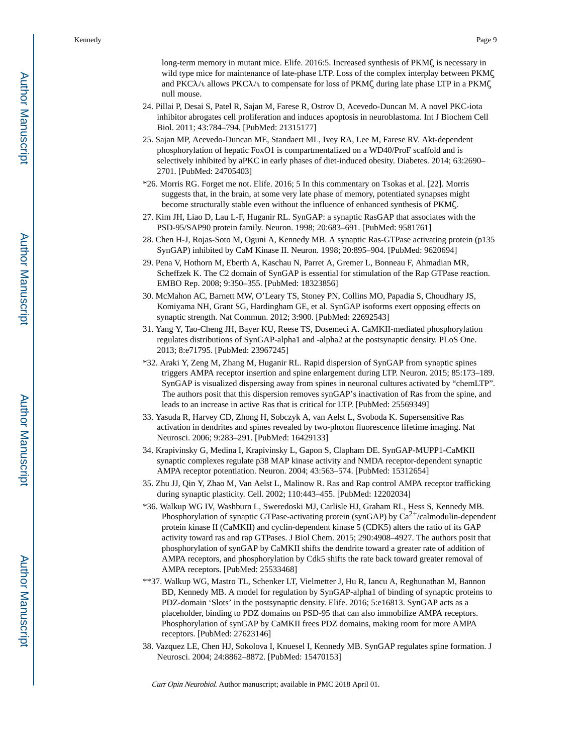long-term memory in mutant mice. Elife. 2016:5. Increased synthesis of PKMζ is necessary in wild type mice for maintenance of late-phase LTP. Loss of the complex interplay between PKMζ and PKCλ/ι allows PKCλ/ι to compensate for loss of PKMζ during late phase LTP in a PKMζ null mouse.

24. Pillai P, Desai S, Patel R, Sajan M, Farese R, Ostrov D, Acevedo-Duncan M. A novel PKC-iota inhibitor abrogates cell proliferation and induces apoptosis in neuroblastoma. Int J Biochem Cell Biol. 2011; 43:784–794. [PubMed: 21315177]

25. Sajan MP, Acevedo-Duncan ME, Standaert ML, Ivey RA, Lee M, Farese RV. Akt-dependent phosphorylation of hepatic FoxO1 is compartmentalized on a WD40/ProF scaffold and is selectively inhibited by aPKC in early phases of diet-induced obesity. Diabetes. 2014; 63:2690–2701. [PubMed: 24705403]

*26. Morris RG. Forget me not. Elife. 2016; 5 In this commentary on Tsokas et al. [22]. Morris suggests that, in the brain, at some very late phase of memory, potentiated synapses might become structurally stable even without the influence of enhanced synthesis of PKMζ.

27. Kim JH, Liao D, Lau L-F, Huganir RL. SynGAP: a synaptic RasGAP that associates with the PSD-95/SAP90 protein family. Neuron. 1998; 20:683–691. [PubMed: 9581761]

28. Chen H-J, Rojas-Soto M, Oguni A, Kennedy MB. A synaptic Ras-GTPase activating protein (p135 SynGAP) inhibited by CaM Kinase II. Neuron. 1998; 20:895–904. [PubMed: 9620694]

29. Pena V, Hothorn M, Eberth A, Kaschau N, Parret A, Gremer L, Bonneau F, Ahmadian MR, Scheffzek K. The C2 domain of SynGAP is essential for stimulation of the Rap GTPase reaction. EMBO Rep. 2008; 9:350–355. [PubMed: 18323856]

30. McMahon AC, Barnett MW, O'Leary TS, Stoney PN, Collins MO, Papadia S, Choudhary JS, Komiyama NH, Grant SG, Hardingham GE, et al. SynGAP isoforms exert opposing effects on synaptic strength. Nat Commun. 2012; 3:900. [PubMed: 22692543]

31. Yang Y, Tao-Cheng JH, Bayer KU, Reese TS, Dosemeci A. CaMKII-mediated phosphorylation regulates distributions of SynGAP-alpha1 and -alpha2 at the postsynaptic density. PLoS One. 2013; 8:e71795. [PubMed: 23967245]

*32. Araki Y, Zeng M, Zhang M, Huganir RL. Rapid dispersion of SynGAP from synaptic spines triggers AMPA receptor insertion and spine enlargement during LTP. Neuron. 2015; 85:173–189. SynGAP is visualized dispersing away from spines in neuronal cultures activated by "chemLTP". The authors posit that this dispersion removes synGAP's inactivation of Ras from the spine, and leads to an increase in active Ras that is critical for LTP. [PubMed: 25569349]

33. Yasuda R, Harvey CD, Zhong H, Sobczyk A, van Aelst L, Svoboda K. Supersensitive Ras activation in dendrites and spines revealed by two-photon fluorescence lifetime imaging. Nat Neurosci. 2006; 9:283–291. [PubMed: 16429133]

34. Krapivinsky G, Medina I, Krapivinsky L, Gapon S, Clapham DE. SynGAP-MUPP1-CaMKII synaptic complexes regulate p38 MAP kinase activity and NMDA receptor-dependent synaptic AMPA receptor potentiation. Neuron. 2004; 43:563–574. [PubMed: 15312654]

35. Zhu JJ, Qin Y, Zhao M, Van Aelst L, Malinow R. Ras and Rap control AMPA receptor trafficking during synaptic plasticity. Cell. 2002; 110:443–455. [PubMed: 12202034]

*36. Walkup WG IV, Washburn L, Sweredoski MJ, Carlisle HJ, Graham RL, Hess S, Kennedy MB. Phosphorylation of synaptic GTPase-activating protein (synGAP) by $Ca^{2+}$/calmodulin-dependent protein kinase II (CaMKII) and cyclin-dependent kinase 5 (CDK5) alters the ratio of its GAP activity toward ras and rap GTPases. J Biol Chem. 2015; 290:4908–4927. The authors posit that phosphorylation of synGAP by CaMKII shifts the dendrite toward a greater rate of addition of AMPA receptors, and phosphorylation by Cdk5 shifts the rate back toward greater removal of AMPA receptors. [PubMed: 25533468]

**37. Walkup WG, Mastro TL, Schenker LT, Vielmetter J, Hu R, Iancu A, Reghunathan M, Bannon BD, Kennedy MB. A model for regulation by SynGAP-alpha1 of binding of synaptic proteins to PDZ-domain 'Slots' in the postsynaptic density. Elife. 2016; 5:e16813. SynGAP acts as a placeholder, binding to PDZ domains on PSD-95 that can also immobilize AMPA receptors. Phosphorylation of synGAP by CaMKII frees PDZ domains, making room for more AMPA receptors. [PubMed: 27623146]

38. Vazquez LE, Chen HJ, Sokolova I, Knuesel I, Kennedy MB. SynGAP regulates spine formation. J Neurosci. 2004; 24:8862–8872. [PubMed: 15470153]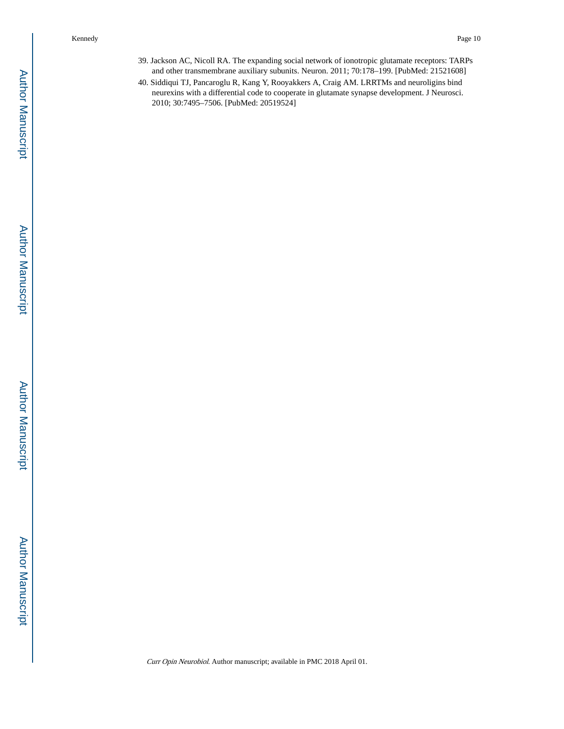39. Jackson AC, Nicoll RA. The expanding social network of ionotropic glutamate receptors: TARPs and other transmembrane auxiliary subunits. Neuron. 2011; 70:178–199. [PubMed: 21521608]
40. Siddiqui TJ, Pancaroglu R, Kang Y, Rooyakkers A, Craig AM. LRRTMs and neuroligins bind neurexins with a differential code to cooperate in glutamate synapse development. J Neurosci. 2010; 30:7495–7506. [PubMed: 20519524]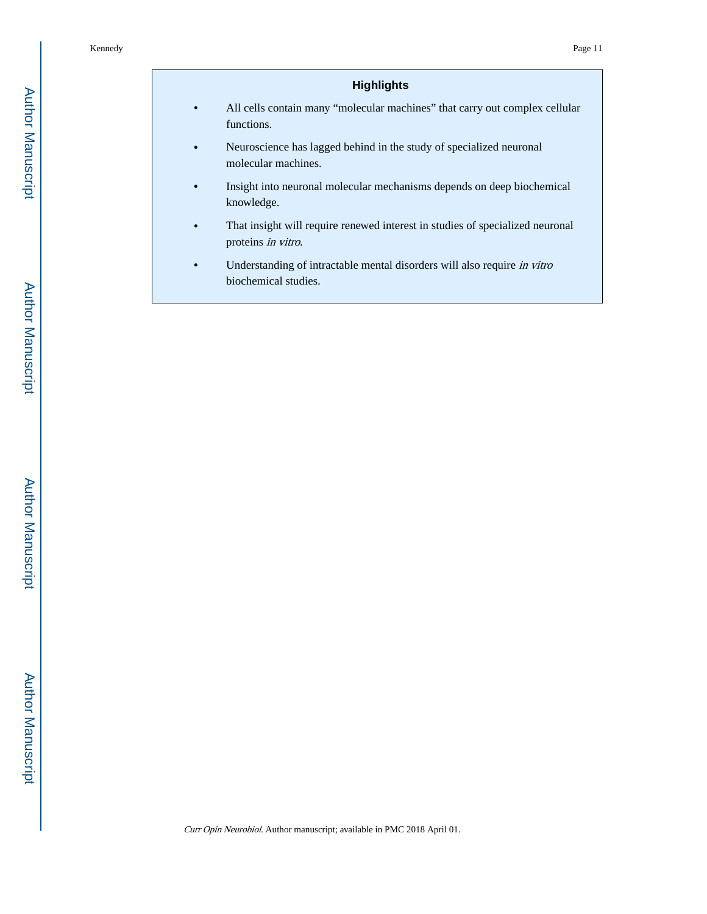## Highlights

- All cells contain many "molecular machines" that carry out complex cellular functions.
- Neuroscience has lagged behind in the study of specialized neuronal molecular machines.
- Insight into neuronal molecular mechanisms depends on deep biochemical knowledge.
- That insight will require renewed interest in studies of specialized neuronal proteins *in vitro*.
- Understanding of intractable mental disorders will also require *in vitro* biochemical studies.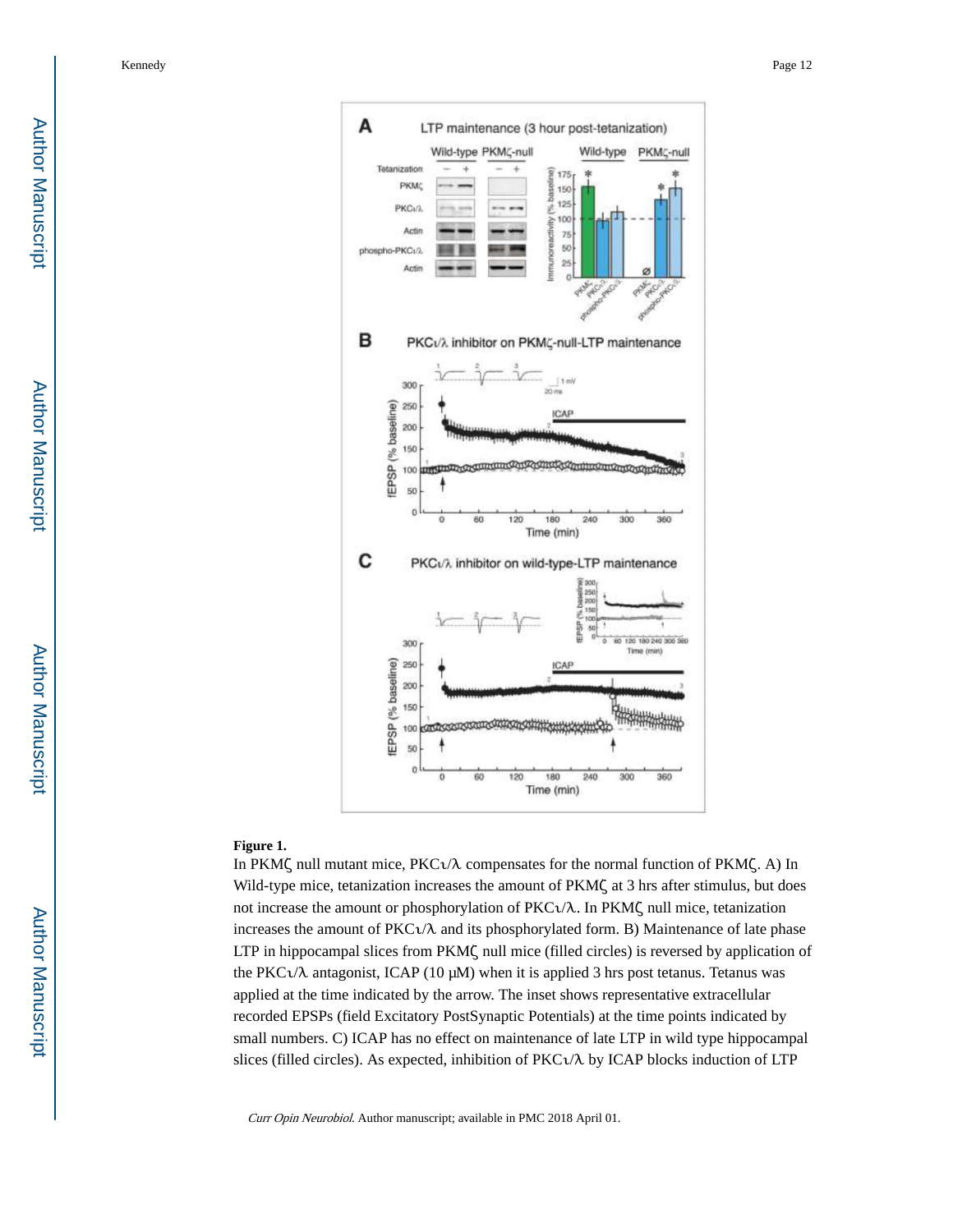**Figure 1.**

In PKMζ null mutant mice, PKCι/λ compensates for the normal function of PKMζ. A) In Wild-type mice, tetanization increases the amount of PKMζ at 3 hrs after stimulus, but does not increase the amount or phosphorylation of PKCι/λ. In PKMζ null mice, tetanization increases the amount of PKCι/λ and its phosphorylated form. B) Maintenance of late phase LTP in hippocampal slices from PKMζ null mice (filled circles) is reversed by application of the PKCι/λ antagonist, ICAP (10 μM) when it is applied 3 hrs post tetanus. Tetanus was applied at the time indicated by the arrow. The inset shows representative extracellular recorded EPSPs (field Excitatory PostSynaptic Potentials) at the time points indicated by small numbers. C) ICAP has no effect on maintenance of late LTP in wild type hippocampal slices (filled circles). As expected, inhibition of PKCι/λ by ICAP blocks induction of LTP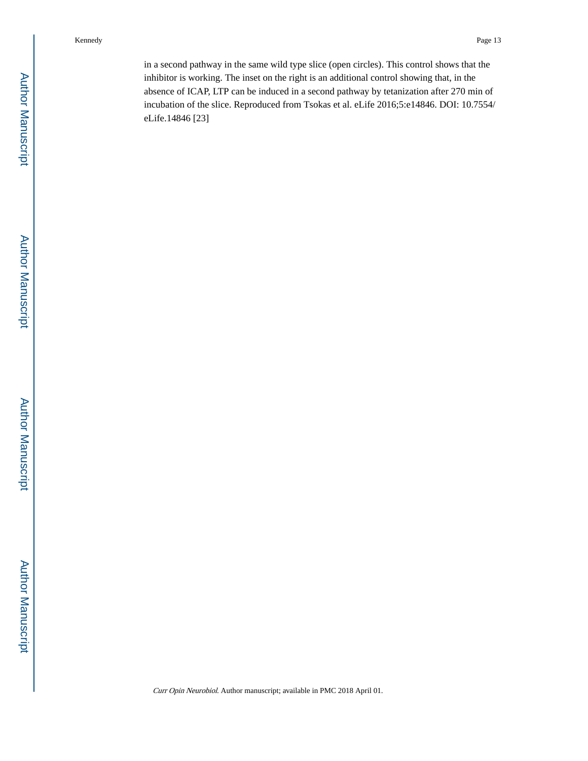in a second pathway in the same wild type slice (open circles). This control shows that the inhibitor is working. The inset on the right is an additional control showing that, in the absence of ICAP, LTP can be induced in a second pathway by tetanization after 270 min of incubation of the slice. Reproduced from Tsokas et al. eLife 2016;5:e14846. DOI: 10.7554/eLife.14846 [23]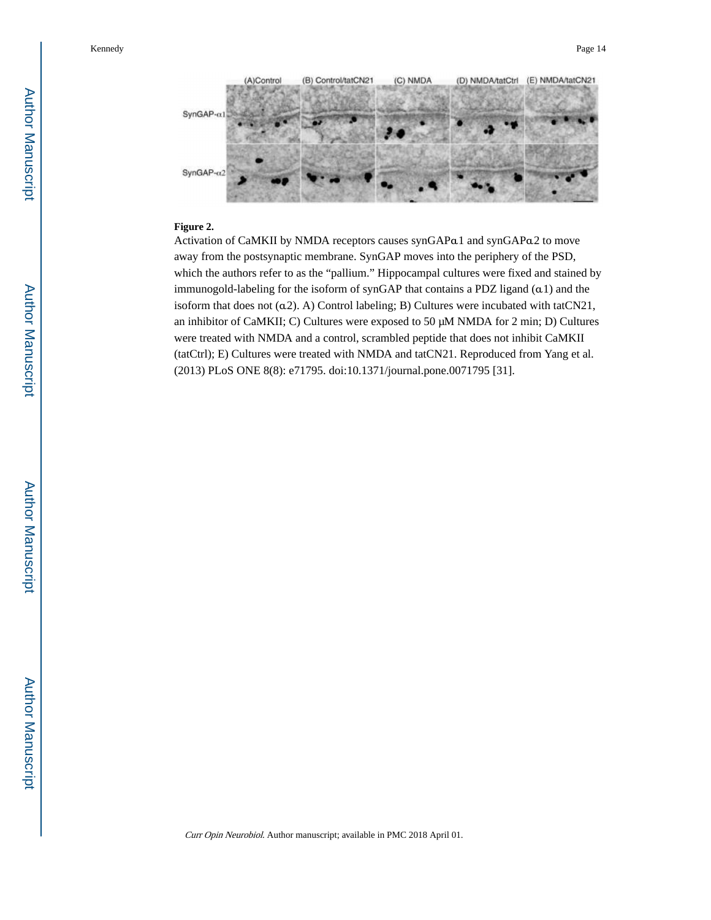**Figure 2.**

Activation of CaMKII by NMDA receptors causes synGAPα1 and synGAPα2 to move away from the postsynaptic membrane. SynGAP moves into the periphery of the PSD, which the authors refer to as the "pallium." Hippocampal cultures were fixed and stained by immunogold-labeling for the isoform of synGAP that contains a PDZ ligand (α1) and the isoform that does not (α2). A) Control labeling; B) Cultures were incubated with tatCN21, an inhibitor of CaMKII; C) Cultures were exposed to 50 μM NMDA for 2 min; D) Cultures were treated with NMDA and a control, scrambled peptide that does not inhibit CaMKII (tatCtrl); E) Cultures were treated with NMDA and tatCN21. Reproduced from Yang et al. (2013) PLoS ONE 8(8): e71795. doi:10.1371/journal.pone.0071795 [31].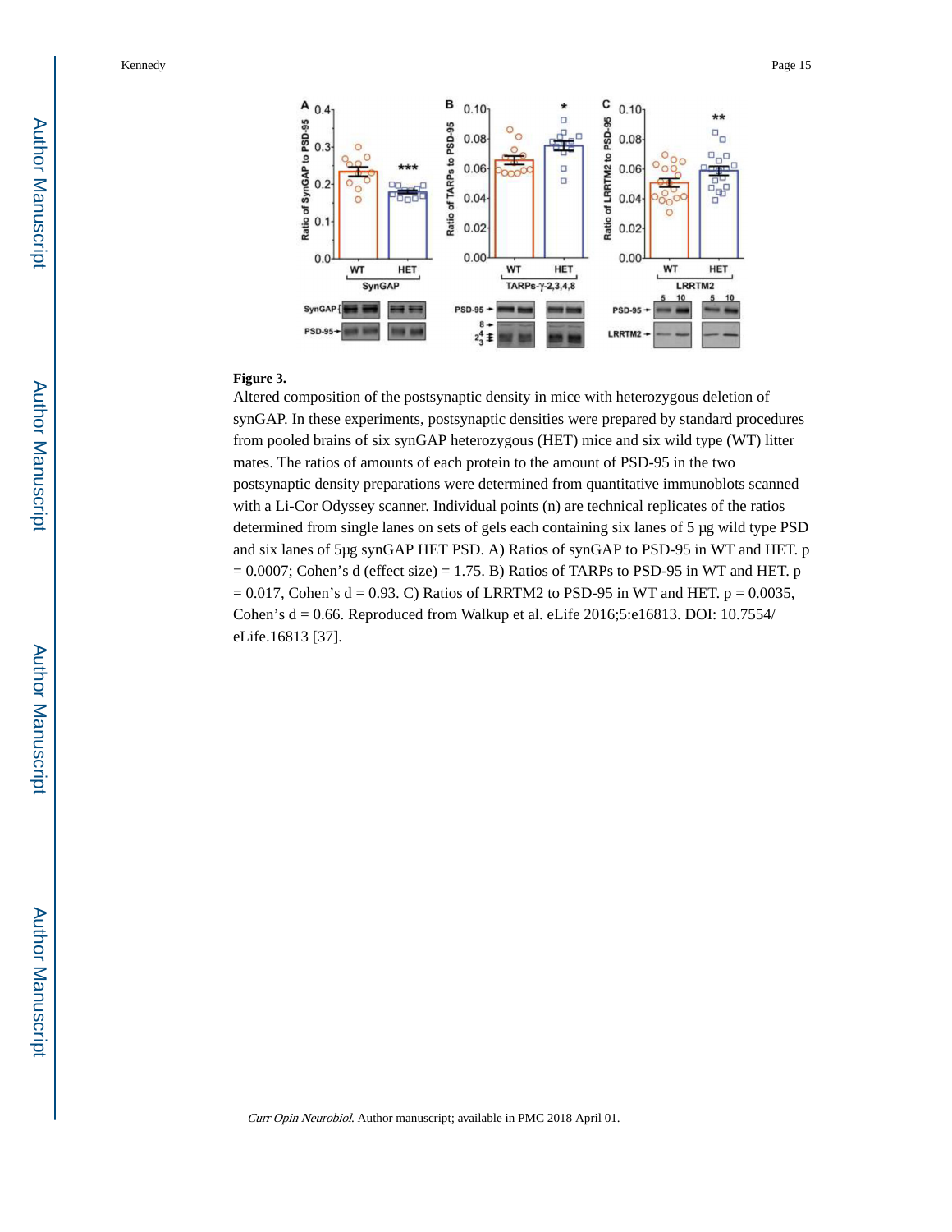A 0.4
0.3
0.2
0.1
0.0
Ratio of SynGAP to PSD-95
***
WT HET
SynGAP
SynGAP
PSD-95

B 0.10
0.08
0.06
0.04
0.02
0.00
Ratio of TARPs to PSD-95
*
WT HET
TARPs-γ-2,3,4,8
PSD-95
8
2
4
3

C 0.10
0.08
0.06
0.04
0.02
0.00
Ratio of LRRTM2 to PSD-95
**
WT HET
LRRTM2
5 10 5 10
PSD-95
LRRTM2

**Figure 3.**

Altered composition of the postsynaptic density in mice with heterozygous deletion of synGAP. In these experiments, postsynaptic densities were prepared by standard procedures from pooled brains of six synGAP heterozygous (HET) mice and six wild type (WT) litter mates. The ratios of amounts of each protein to the amount of PSD-95 in the two postsynaptic density preparations were determined from quantitative immunoblots scanned with a Li-Cor Odyssey scanner. Individual points (n) are technical replicates of the ratios determined from single lanes on sets of gels each containing six lanes of 5 μg wild type PSD and six lanes of 5μg synGAP HET PSD. A) Ratios of synGAP to PSD-95 in WT and HET. $p = 0.0007$; Cohen's d (effect size) = 1.75. B) Ratios of TARPs to PSD-95 in WT and HET. $p = 0.017$, Cohen's d = 0.93. C) Ratios of LRRTM2 to PSD-95 in WT and HET. $p = 0.0035$, Cohen's d = 0.66. Reproduced from Walkup et al. eLife 2016;5:e16813. DOI: 10.7554/eLife.16813 [37].